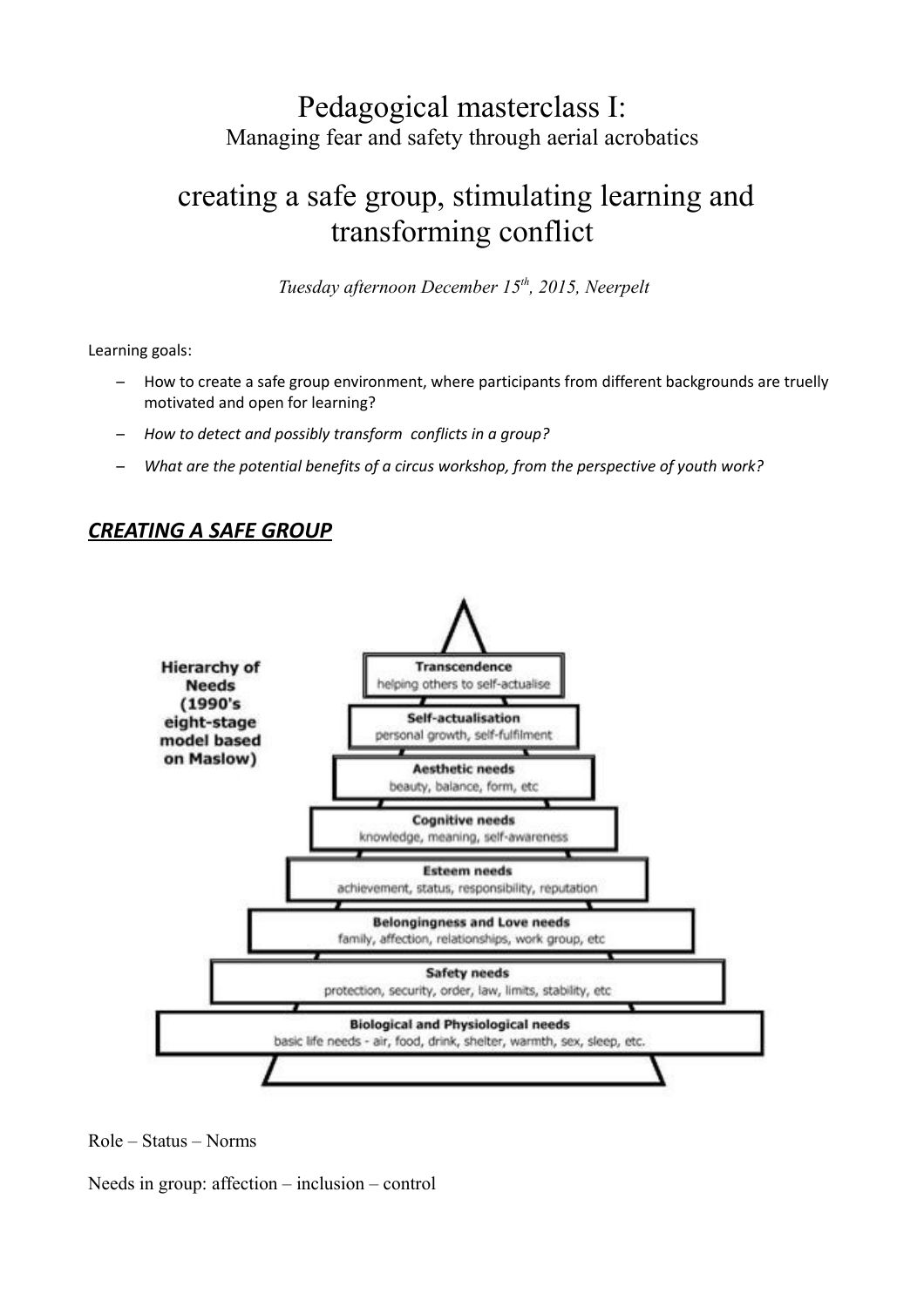# Pedagogical masterclass I:

## Managing fear and safety through aerial acrobatics

# creating a safe group, stimulating learning and transforming conflict

*Tuesday afternoon December 15th, 2015, Neerpelt*

Learning goals:

- How to create a safe group environment, where participants from different backgrounds are truelly motivated and open for learning?
- *How to detect and possibly transform conflicts in a group?*
- *What are the potential benefits of a circus workshop, from the perspective of youth work?*

## ***CREATING A SAFE GROUP***

**Hierarchy of Needs (1990's eight-stage model based on Maslow)**

- **Transcendence**: helping others to self-actualise
- **Self-actualisation**: personal growth, self-fulfilment
- **Aesthetic needs**: beauty, balance, form, etc
- **Cognitive needs**: knowledge, meaning, self-awareness
- **Esteem needs**: achievement, status, responsibility, reputation
- **Belongingness and Love needs**: family, affection, relationships, work group, etc
- **Safety needs**: protection, security, order, law, limits, stability, etc
- **Biological and Physiological needs**: basic life needs - air, food, drink, shelter, warmth, sex, sleep, etc.

Role – Status – Norms

Needs in group: affection – inclusion – control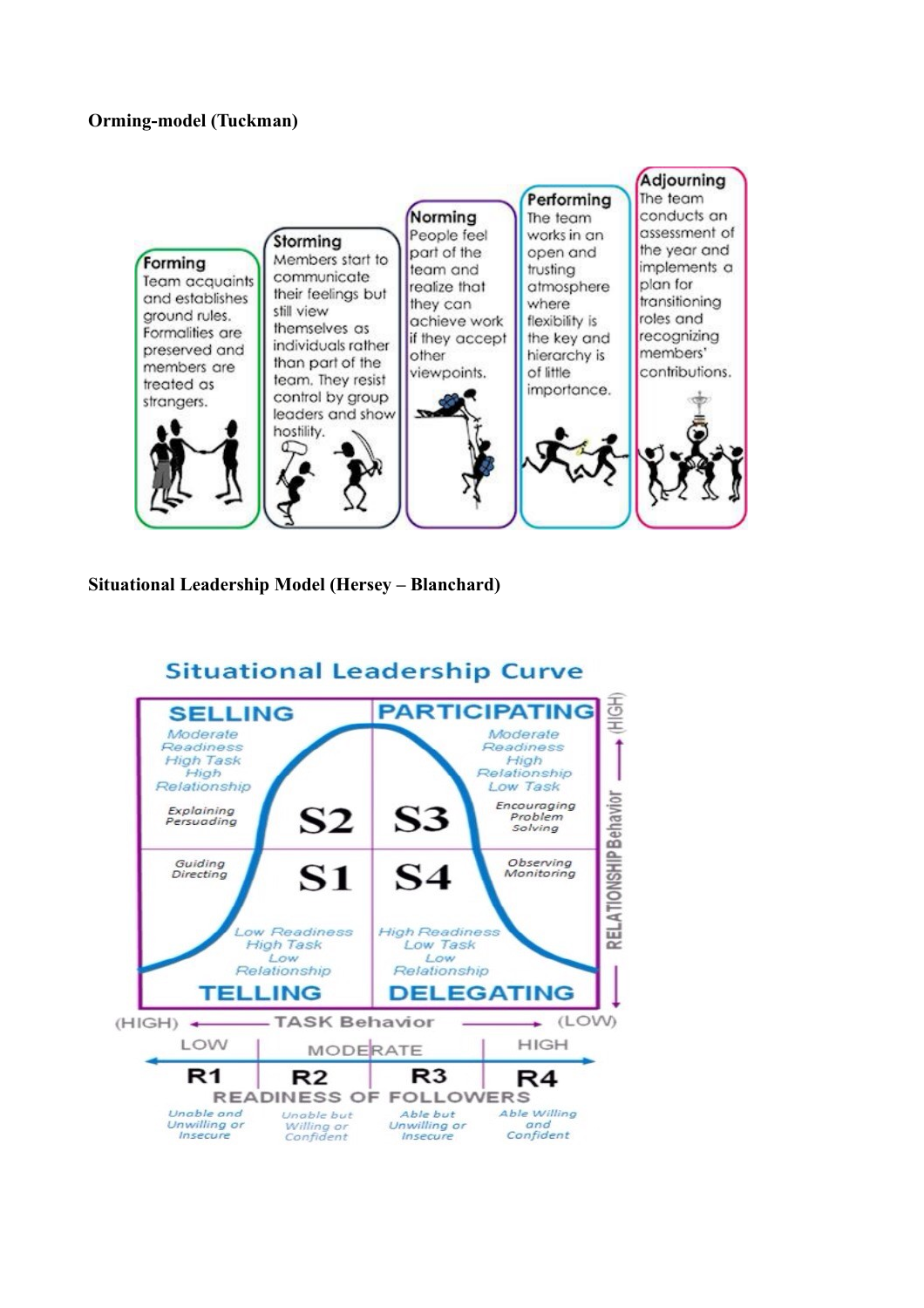**Orming-model (Tuckman)**

**Forming**
Team acquaints and establishes ground rules. Formalities are preserved and members are treated as strangers.

**Storming**
Members start to communicate their feelings but still view themselves as individuals rather than part of the team. They resist control by group leaders and show hostility.

**Norming**
People feel part of the team and realize that they can achieve work if they accept other viewpoints.

**Performing**
The team works in an open and trusting atmosphere where flexibility is the key and hierarchy is of little importance.

**Adjourning**
The team conducts an assessment of the year and implements a plan for transitioning roles and recognizing members' contributions.

**Situational Leadership Model (Hersey – Blanchard)**

**Situational Leadership Curve**

| | |
|---|---|
| **SELLING** — S2: Moderate Readiness, High Task, High Relationship. Explaining, Persuading | **PARTICIPATING** — S3: Moderate Readiness, High Relationship, Low Task. Encouraging, Problem Solving |
| **TELLING** — S1: Guiding, Directing. Low Readiness, High Task, Low Relationship | **DELEGATING** — S4: Observing, Monitoring. High Readiness, Low Task, Low Relationship |

RELATIONSHIP Behavior: (HIGH) ↑ ↓

(HIGH) ← TASK Behavior → (LOW)

READINESS OF FOLLOWERS: LOW — MODERATE — HIGH

| R1 | R2 | R3 | R4 |
|---|---|---|---|
| Unable and Unwilling or Insecure | Unable but Willing or Confident | Able but Unwilling or Insecure | Able Willing and Confident |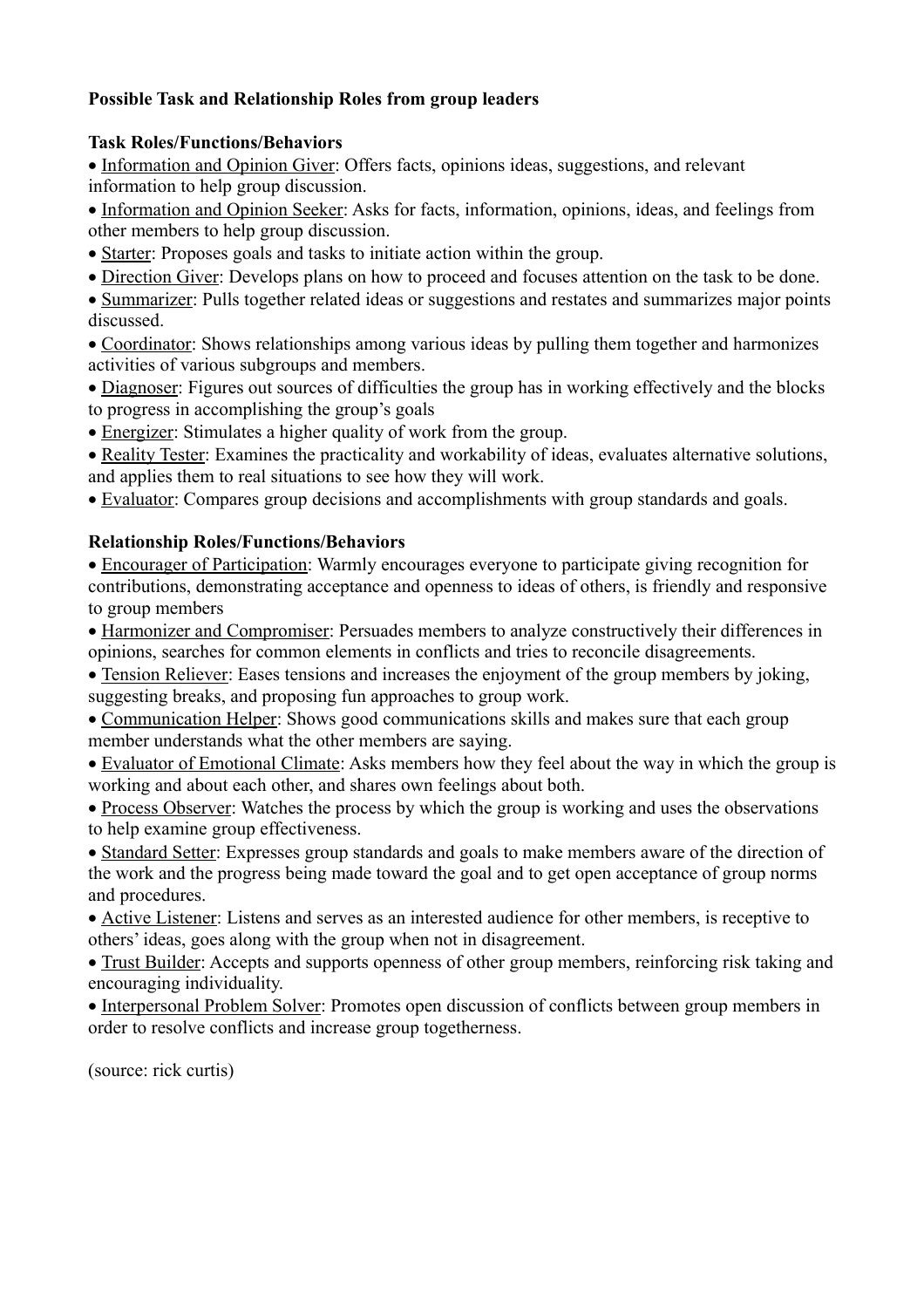**Possible Task and Relationship Roles from group leaders**

**Task Roles/Functions/Behaviors**

- Information and Opinion Giver: Offers facts, opinions ideas, suggestions, and relevant information to help group discussion.
- Information and Opinion Seeker: Asks for facts, information, opinions, ideas, and feelings from other members to help group discussion.
- Starter: Proposes goals and tasks to initiate action within the group.
- Direction Giver: Develops plans on how to proceed and focuses attention on the task to be done.
- Summarizer: Pulls together related ideas or suggestions and restates and summarizes major points discussed.
- Coordinator: Shows relationships among various ideas by pulling them together and harmonizes activities of various subgroups and members.
- Diagnoser: Figures out sources of difficulties the group has in working effectively and the blocks to progress in accomplishing the group's goals
- Energizer: Stimulates a higher quality of work from the group.
- Reality Tester: Examines the practicality and workability of ideas, evaluates alternative solutions, and applies them to real situations to see how they will work.
- Evaluator: Compares group decisions and accomplishments with group standards and goals.

**Relationship Roles/Functions/Behaviors**

- Encourager of Participation: Warmly encourages everyone to participate giving recognition for contributions, demonstrating acceptance and openness to ideas of others, is friendly and responsive to group members
- Harmonizer and Compromiser: Persuades members to analyze constructively their differences in opinions, searches for common elements in conflicts and tries to reconcile disagreements.
- Tension Reliever: Eases tensions and increases the enjoyment of the group members by joking, suggesting breaks, and proposing fun approaches to group work.
- Communication Helper: Shows good communications skills and makes sure that each group member understands what the other members are saying.
- Evaluator of Emotional Climate: Asks members how they feel about the way in which the group is working and about each other, and shares own feelings about both.
- Process Observer: Watches the process by which the group is working and uses the observations to help examine group effectiveness.
- Standard Setter: Expresses group standards and goals to make members aware of the direction of the work and the progress being made toward the goal and to get open acceptance of group norms and procedures.
- Active Listener: Listens and serves as an interested audience for other members, is receptive to others' ideas, goes along with the group when not in disagreement.
- Trust Builder: Accepts and supports openness of other group members, reinforcing risk taking and encouraging individuality.
- Interpersonal Problem Solver: Promotes open discussion of conflicts between group members in order to resolve conflicts and increase group togetherness.

(source: rick curtis)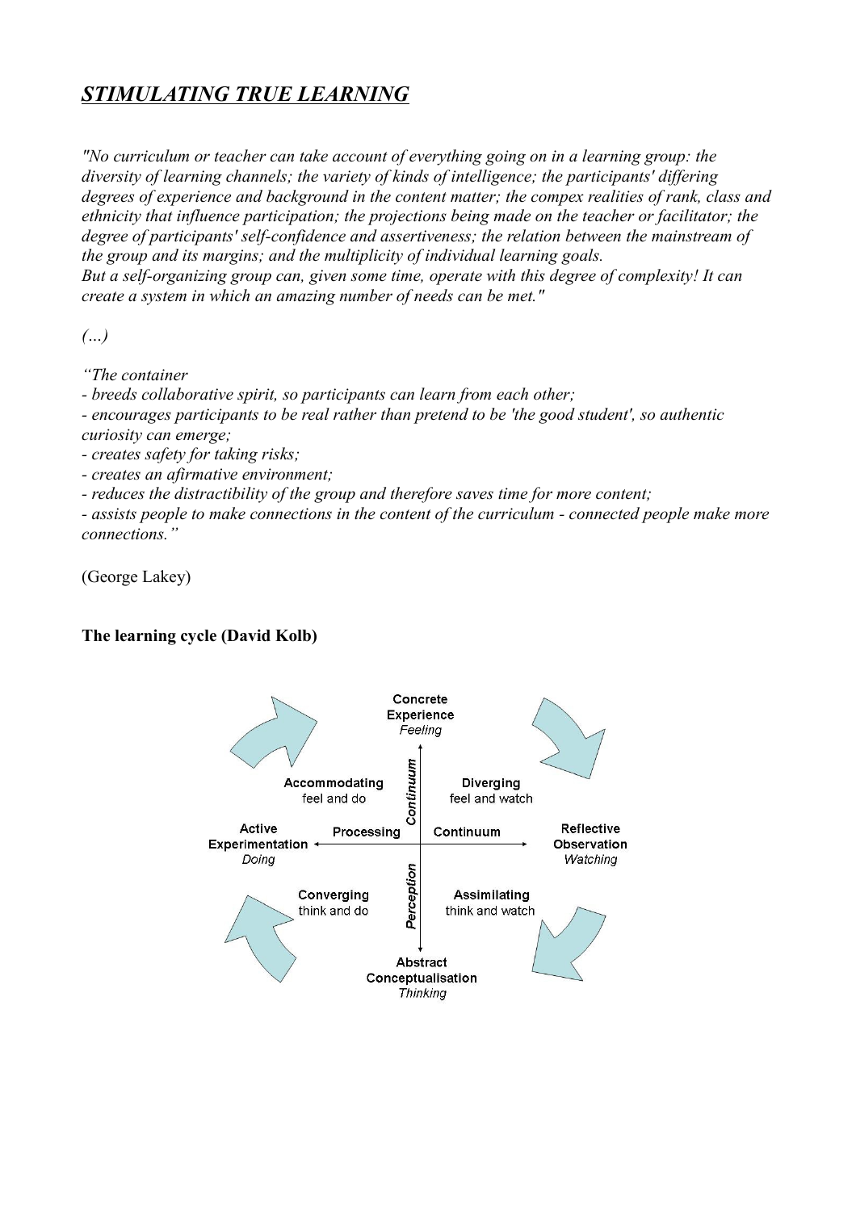# ***STIMULATING TRUE LEARNING***

*"No curriculum or teacher can take account of everything going on in a learning group: the diversity of learning channels; the variety of kinds of intelligence; the participants' differing degrees of experience and background in the content matter; the compex realities of rank, class and ethnicity that influence participation; the projections being made on the teacher or facilitator; the degree of participants' self-confidence and assertiveness; the relation between the mainstream of the group and its margins; and the multiplicity of individual learning goals.*
*But a self-organizing group can, given some time, operate with this degree of complexity! It can create a system in which an amazing number of needs can be met."*

*(...)*

*"The container*
*- breeds collaborative spirit, so participants can learn from each other;*
*- encourages participants to be real rather than pretend to be 'the good student', so authentic curiosity can emerge;*
*- creates safety for taking risks;*
*- creates an afirmative environment;*
*- reduces the distractibility of the group and therefore saves time for more content;*
*- assists people to make connections in the content of the curriculum - connected people make more connections."*

(George Lakey)

**The learning cycle (David Kolb)**

Concrete Experience
*Feeling*

Accommodating
feel and do

Diverging
feel and watch

Active Experimentation
*Doing*

Processing Continuum

Reflective Observation
*Watching*

Perception Continuum

Converging
think and do

Assimilating
think and watch

Abstract Conceptualisation
*Thinking*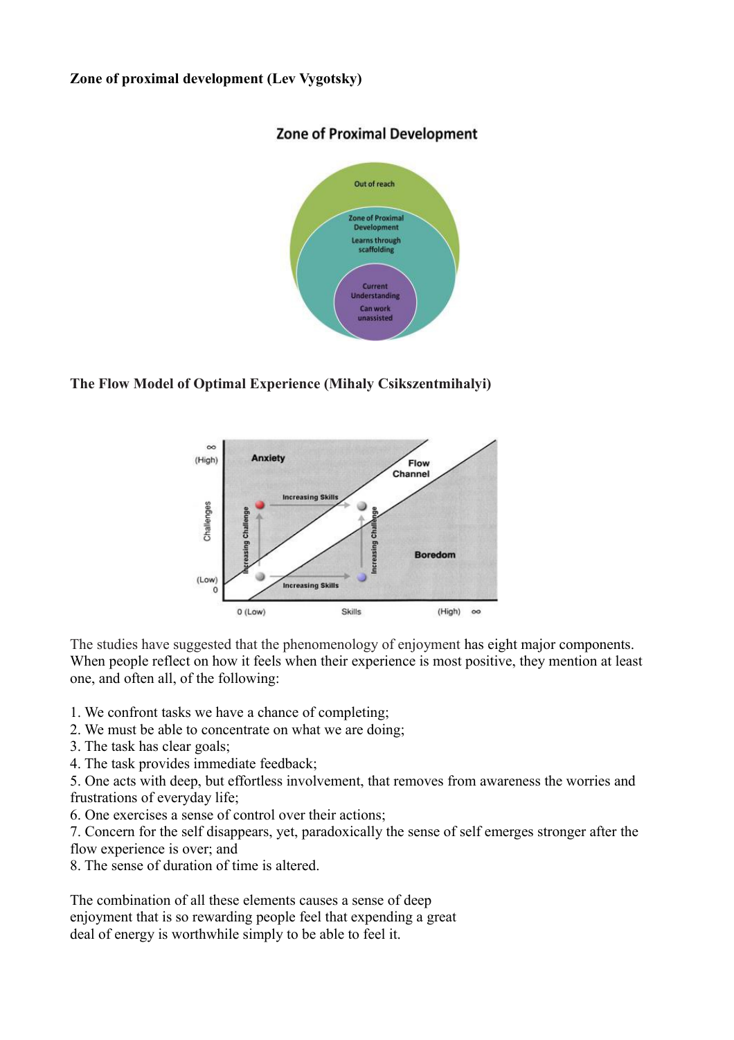**Zone of proximal development (Lev Vygotsky)**

**The Flow Model of Optimal Experience (Mihaly Csikszentmihalyi)**

The studies have suggested that the phenomenology of enjoyment has eight major components. When people reflect on how it feels when their experience is most positive, they mention at least one, and often all, of the following:

1. We confront tasks we have a chance of completing;
2. We must be able to concentrate on what we are doing;
3. The task has clear goals;
4. The task provides immediate feedback;
5. One acts with deep, but effortless involvement, that removes from awareness the worries and frustrations of everyday life;
6. One exercises a sense of control over their actions;
7. Concern for the self disappears, yet, paradoxically the sense of self emerges stronger after the flow experience is over; and
8. The sense of duration of time is altered.

The combination of all these elements causes a sense of deep enjoyment that is so rewarding people feel that expending a great deal of energy is worthwhile simply to be able to feel it.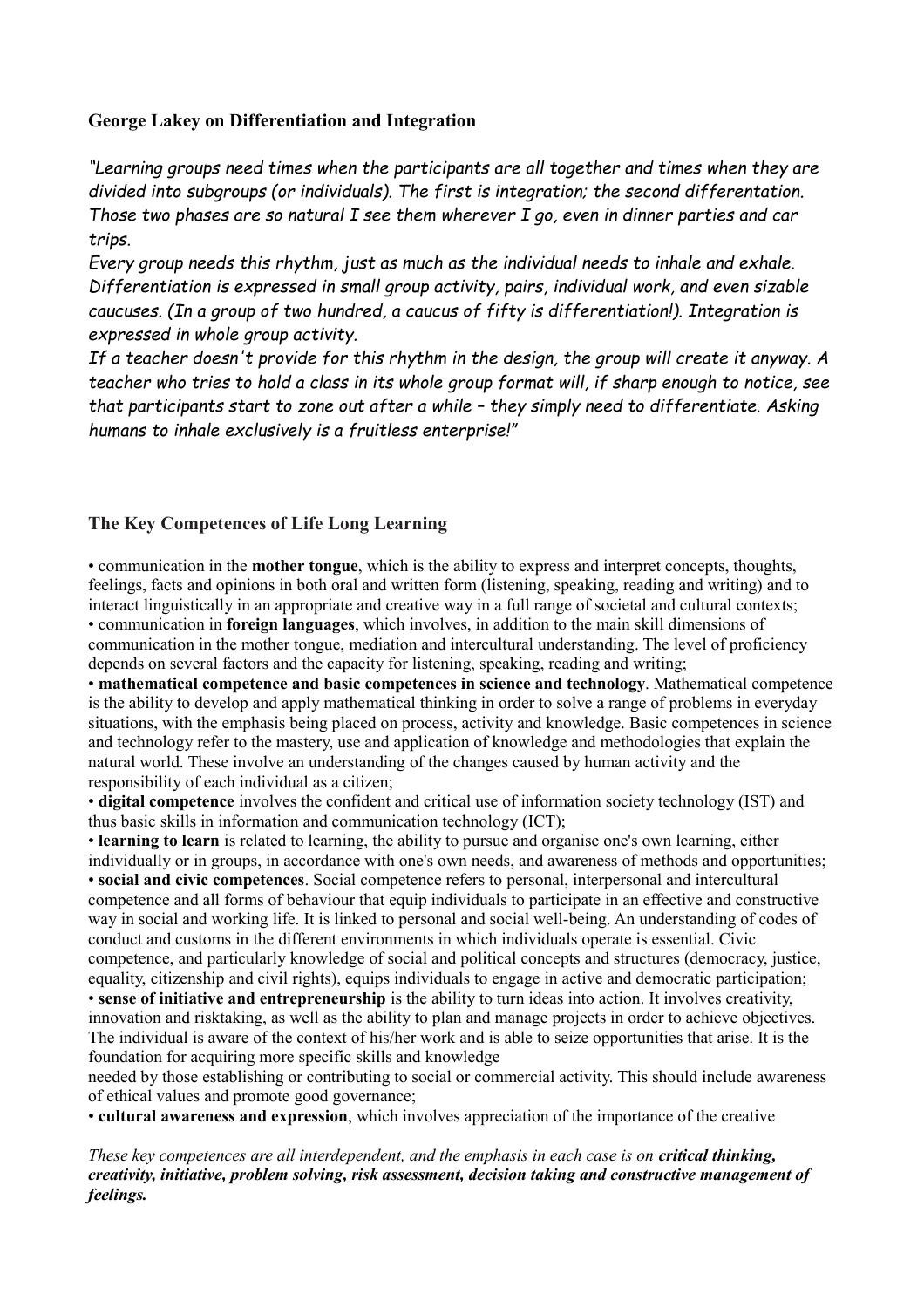## George Lakey on Differentiation and Integration

*"Learning groups need times when the participants are all together and times when they are divided into subgroups (or individuals). The first is integration; the second differentation. Those two phases are so natural I see them wherever I go, even in dinner parties and car trips.*
*Every group needs this rhythm, just as much as the individual needs to inhale and exhale. Differentiation is expressed in small group activity, pairs, individual work, and even sizable caucuses. (In a group of two hundred, a caucus of fifty is differentiation!). Integration is expressed in whole group activity.*
*If a teacher doesn't provide for this rhythm in the design, the group will create it anyway. A teacher who tries to hold a class in its whole group format will, if sharp enough to notice, see that participants start to zone out after a while – they simply need to differentiate. Asking humans to inhale exclusively is a fruitless enterprise!"*

## The Key Competences of Life Long Learning

- communication in the **mother tongue**, which is the ability to express and interpret concepts, thoughts, feelings, facts and opinions in both oral and written form (listening, speaking, reading and writing) and to interact linguistically in an appropriate and creative way in a full range of societal and cultural contexts;
- communication in **foreign languages**, which involves, in addition to the main skill dimensions of communication in the mother tongue, mediation and intercultural understanding. The level of proficiency depends on several factors and the capacity for listening, speaking, reading and writing;
- **mathematical competence and basic competences in science and technology**. Mathematical competence is the ability to develop and apply mathematical thinking in order to solve a range of problems in everyday situations, with the emphasis being placed on process, activity and knowledge. Basic competences in science and technology refer to the mastery, use and application of knowledge and methodologies that explain the natural world. These involve an understanding of the changes caused by human activity and the responsibility of each individual as a citizen;
- **digital competence** involves the confident and critical use of information society technology (IST) and thus basic skills in information and communication technology (ICT);
- **learning to learn** is related to learning, the ability to pursue and organise one's own learning, either individually or in groups, in accordance with one's own needs, and awareness of methods and opportunities;
- **social and civic competences**. Social competence refers to personal, interpersonal and intercultural competence and all forms of behaviour that equip individuals to participate in an effective and constructive way in social and working life. It is linked to personal and social well-being. An understanding of codes of conduct and customs in the different environments in which individuals operate is essential. Civic competence, and particularly knowledge of social and political concepts and structures (democracy, justice, equality, citizenship and civil rights), equips individuals to engage in active and democratic participation;
- **sense of initiative and entrepreneurship** is the ability to turn ideas into action. It involves creativity, innovation and risktaking, as well as the ability to plan and manage projects in order to achieve objectives. The individual is aware of the context of his/her work and is able to seize opportunities that arise. It is the foundation for acquiring more specific skills and knowledge needed by those establishing or contributing to social or commercial activity. This should include awareness of ethical values and promote good governance;
- **cultural awareness and expression**, which involves appreciation of the importance of the creative

*These key competences are all interdependent, and the emphasis in each case is on **critical thinking, creativity, initiative, problem solving, risk assessment, decision taking and constructive management of feelings.***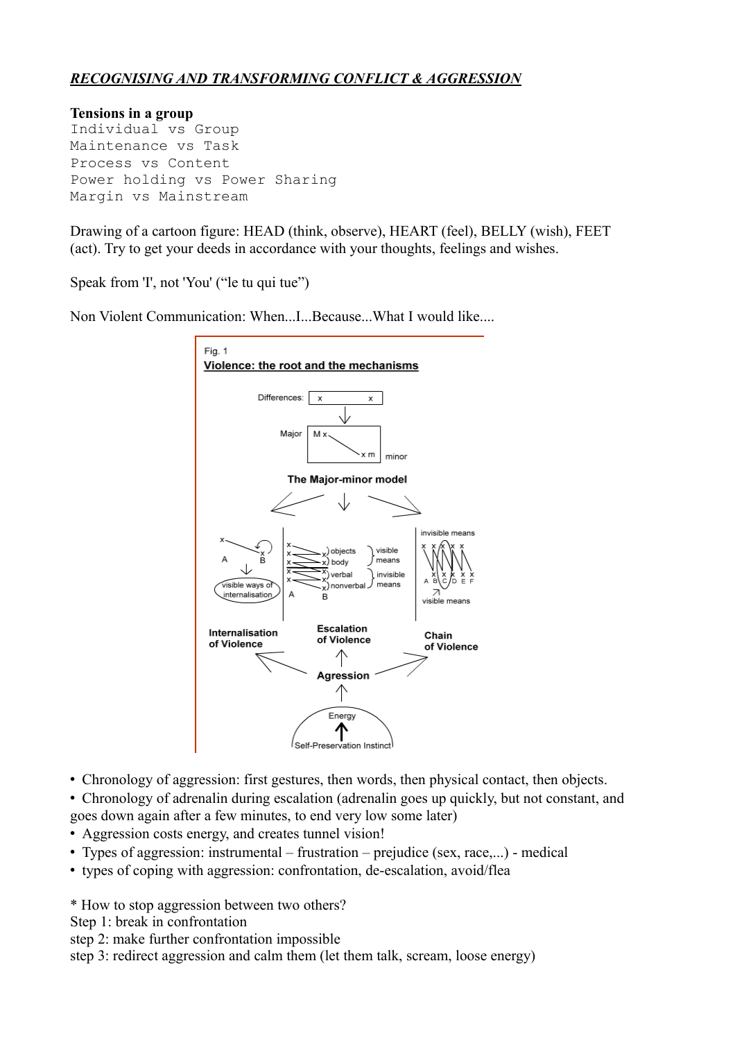***RECOGNISING AND TRANSFORMING CONFLICT & AGGRESSION***

**Tensions in a group**

Individual vs Group
Maintenance vs Task
Process vs Content
Power holding vs Power Sharing
Margin vs Mainstream

Drawing of a cartoon figure: HEAD (think, observe), HEART (feel), BELLY (wish), FEET (act). Try to get your deeds in accordance with your thoughts, feelings and wishes.

Speak from 'I', not 'You' ("le tu qui tue")

Non Violent Communication: When...I...Because...What I would like....

Fig. 1
**Violence: the root and the mechanisms**

- Chronology of aggression: first gestures, then words, then physical contact, then objects.
- Chronology of adrenalin during escalation (adrenalin goes up quickly, but not constant, and goes down again after a few minutes, to end very low some later)
- Aggression costs energy, and creates tunnel vision!
- Types of aggression: instrumental – frustration – prejudice (sex, race,...) - medical
- types of coping with aggression: confrontation, de-escalation, avoid/flea

\* How to stop aggression between two others?
Step 1: break in confrontation
step 2: make further confrontation impossible
step 3: redirect aggression and calm them (let them talk, scream, loose energy)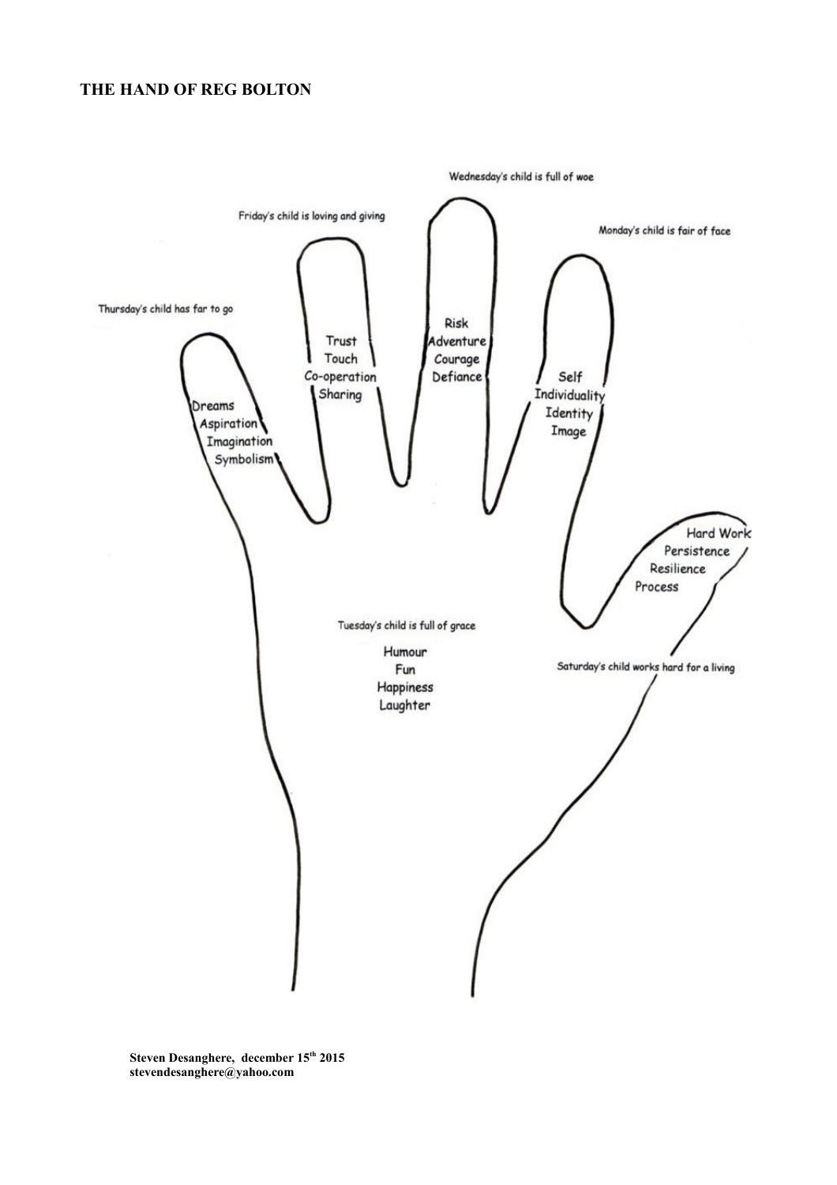**THE HAND OF REG BOLTON**

Wednesday's child is full of woe

Friday's child is loving and giving

Monday's child is fair of face

Thursday's child has far to go

Trust
Touch
Co-operation
Sharing

Risk
Adventure
Courage
Defiance

Self
Individuality
Identity
Image

Dreams
Aspiration
Imagination
Symbolism

Hard Work
Persistence
Resilience
Process

Tuesday's child is full of grace

Humour
Fun
Happiness
Laughter

Saturday's child works hard for a living

**Steven Desanghere, december 15th 2015**
**stevendesanghere@yahoo.com**